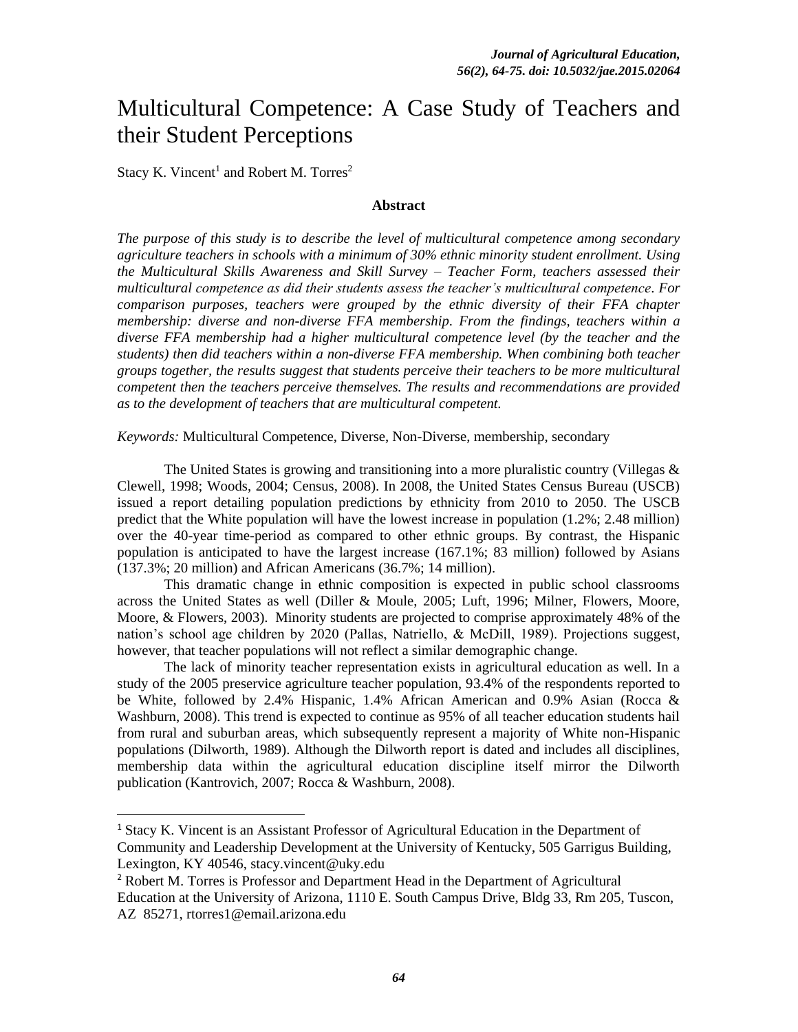# Multicultural Competence: A Case Study of Teachers and their Student Perceptions

Stacy K. Vincent[1] and Robert M. Torres[2]

### Abstract

*The purpose of this study is to describe the level of multicultural competence among secondary agriculture teachers in schools with a minimum of 30% ethnic minority student enrollment. Using the Multicultural Skills Awareness and Skill Survey – Teacher Form, teachers assessed their multicultural competence as did their students assess the teacher's multicultural competence. For comparison purposes, teachers were grouped by the ethnic diversity of their FFA chapter membership: diverse and non-diverse FFA membership. From the findings, teachers within a diverse FFA membership had a higher multicultural competence level (by the teacher and the students) then did teachers within a non-diverse FFA membership. When combining both teacher groups together, the results suggest that students perceive their teachers to be more multicultural competent then the teachers perceive themselves. The results and recommendations are provided as to the development of teachers that are multicultural competent.*

*Keywords:* Multicultural Competence, Diverse, Non-Diverse, membership, secondary

The United States is growing and transitioning into a more pluralistic country (Villegas & Clewell, 1998; Woods, 2004; Census, 2008). In 2008, the United States Census Bureau (USCB) issued a report detailing population predictions by ethnicity from 2010 to 2050. The USCB predict that the White population will have the lowest increase in population (1.2%; 2.48 million) over the 40-year time-period as compared to other ethnic groups. By contrast, the Hispanic population is anticipated to have the largest increase (167.1%; 83 million) followed by Asians (137.3%; 20 million) and African Americans (36.7%; 14 million).

This dramatic change in ethnic composition is expected in public school classrooms across the United States as well (Diller & Moule, 2005; Luft, 1996; Milner, Flowers, Moore, Moore, & Flowers, 2003). Minority students are projected to comprise approximately 48% of the nation's school age children by 2020 (Pallas, Natriello, & McDill, 1989). Projections suggest, however, that teacher populations will not reflect a similar demographic change.

The lack of minority teacher representation exists in agricultural education as well. In a study of the 2005 preservice agriculture teacher population, 93.4% of the respondents reported to be White, followed by 2.4% Hispanic, 1.4% African American and 0.9% Asian (Rocca & Washburn, 2008). This trend is expected to continue as 95% of all teacher education students hail from rural and suburban areas, which subsequently represent a majority of White non-Hispanic populations (Dilworth, 1989). Although the Dilworth report is dated and includes all disciplines, membership data within the agricultural education discipline itself mirror the Dilworth publication (Kantrovich, 2007; Rocca & Washburn, 2008).

---

[1] Stacy K. Vincent is an Assistant Professor of Agricultural Education in the Department of Community and Leadership Development at the University of Kentucky, 505 Garrigus Building, Lexington, KY 40546, stacy.vincent@uky.edu

[2] Robert M. Torres is Professor and Department Head in the Department of Agricultural Education at the University of Arizona, 1110 E. South Campus Drive, Bldg 33, Rm 205, Tuscon, AZ 85271, rtorres1@email.arizona.edu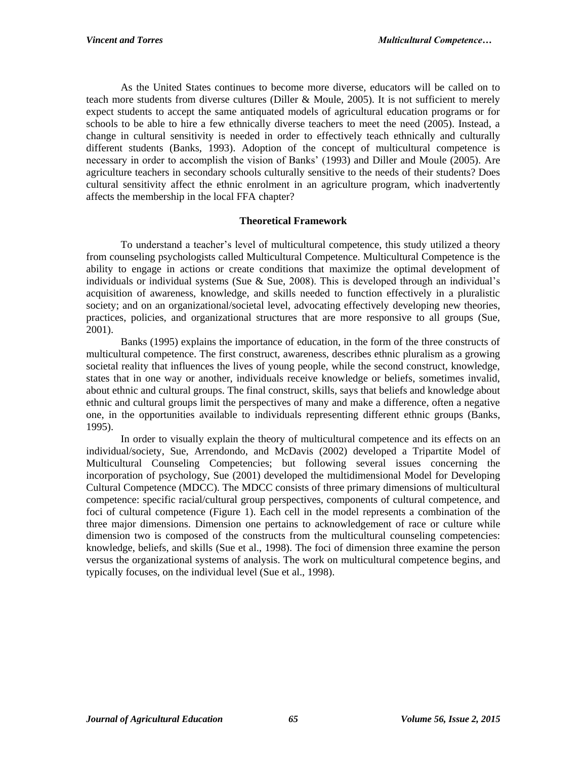As the United States continues to become more diverse, educators will be called on to teach more students from diverse cultures (Diller & Moule, 2005). It is not sufficient to merely expect students to accept the same antiquated models of agricultural education programs or for schools to be able to hire a few ethnically diverse teachers to meet the need (2005). Instead, a change in cultural sensitivity is needed in order to effectively teach ethnically and culturally different students (Banks, 1993). Adoption of the concept of multicultural competence is necessary in order to accomplish the vision of Banks' (1993) and Diller and Moule (2005). Are agriculture teachers in secondary schools culturally sensitive to the needs of their students? Does cultural sensitivity affect the ethnic enrolment in an agriculture program, which inadvertently affects the membership in the local FFA chapter?

## Theoretical Framework

To understand a teacher's level of multicultural competence, this study utilized a theory from counseling psychologists called Multicultural Competence. Multicultural Competence is the ability to engage in actions or create conditions that maximize the optimal development of individuals or individual systems (Sue & Sue, 2008). This is developed through an individual's acquisition of awareness, knowledge, and skills needed to function effectively in a pluralistic society; and on an organizational/societal level, advocating effectively developing new theories, practices, policies, and organizational structures that are more responsive to all groups (Sue, 2001).

Banks (1995) explains the importance of education, in the form of the three constructs of multicultural competence. The first construct, awareness, describes ethnic pluralism as a growing societal reality that influences the lives of young people, while the second construct, knowledge, states that in one way or another, individuals receive knowledge or beliefs, sometimes invalid, about ethnic and cultural groups. The final construct, skills, says that beliefs and knowledge about ethnic and cultural groups limit the perspectives of many and make a difference, often a negative one, in the opportunities available to individuals representing different ethnic groups (Banks, 1995).

In order to visually explain the theory of multicultural competence and its effects on an individual/society, Sue, Arrendondo, and McDavis (2002) developed a Tripartite Model of Multicultural Counseling Competencies; but following several issues concerning the incorporation of psychology, Sue (2001) developed the multidimensional Model for Developing Cultural Competence (MDCC). The MDCC consists of three primary dimensions of multicultural competence: specific racial/cultural group perspectives, components of cultural competence, and foci of cultural competence (Figure 1). Each cell in the model represents a combination of the three major dimensions. Dimension one pertains to acknowledgement of race or culture while dimension two is composed of the constructs from the multicultural counseling competencies: knowledge, beliefs, and skills (Sue et al., 1998). The foci of dimension three examine the person versus the organizational systems of analysis. The work on multicultural competence begins, and typically focuses, on the individual level (Sue et al., 1998).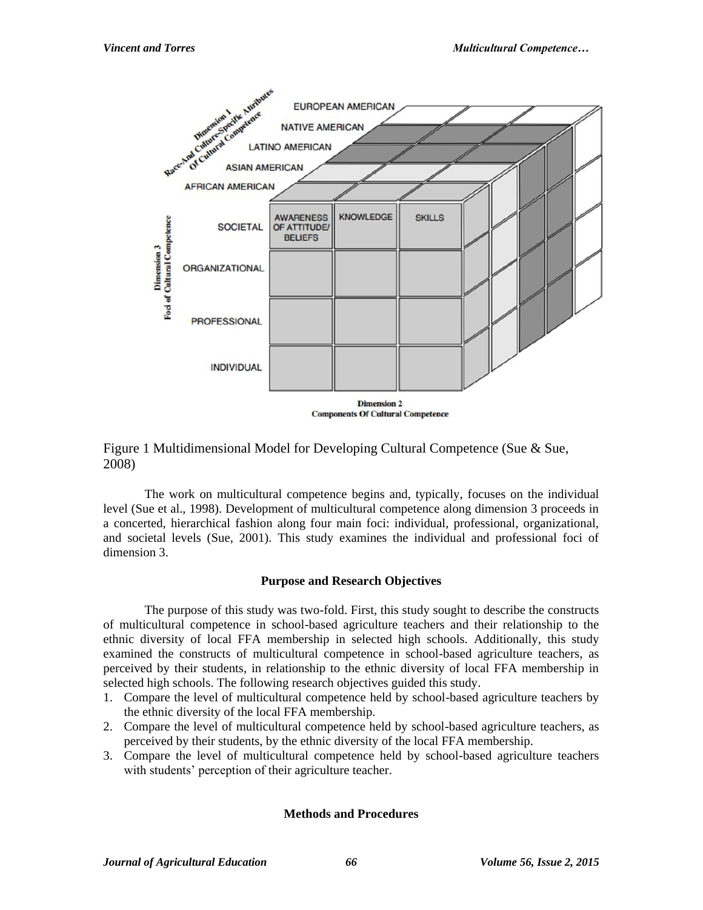Figure 1 Multidimensional Model for Developing Cultural Competence (Sue & Sue, 2008)

The work on multicultural competence begins and, typically, focuses on the individual level (Sue et al., 1998). Development of multicultural competence along dimension 3 proceeds in a concerted, hierarchical fashion along four main foci: individual, professional, organizational, and societal levels (Sue, 2001). This study examines the individual and professional foci of dimension 3.

## Purpose and Research Objectives

The purpose of this study was two-fold. First, this study sought to describe the constructs of multicultural competence in school-based agriculture teachers and their relationship to the ethnic diversity of local FFA membership in selected high schools. Additionally, this study examined the constructs of multicultural competence in school-based agriculture teachers, as perceived by their students, in relationship to the ethnic diversity of local FFA membership in selected high schools. The following research objectives guided this study.

1. Compare the level of multicultural competence held by school-based agriculture teachers by the ethnic diversity of the local FFA membership.
2. Compare the level of multicultural competence held by school-based agriculture teachers, as perceived by their students, by the ethnic diversity of the local FFA membership.
3. Compare the level of multicultural competence held by school-based agriculture teachers with students' perception of their agriculture teacher.

## Methods and Procedures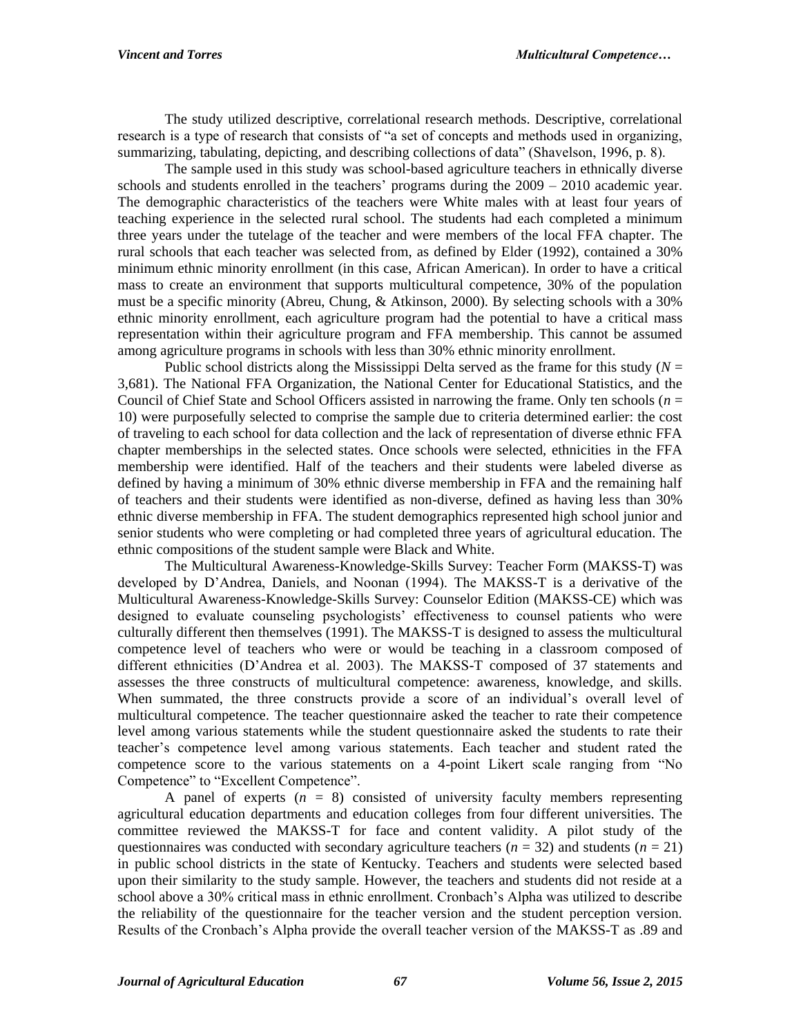The study utilized descriptive, correlational research methods. Descriptive, correlational research is a type of research that consists of "a set of concepts and methods used in organizing, summarizing, tabulating, depicting, and describing collections of data" (Shavelson, 1996, p. 8).

The sample used in this study was school-based agriculture teachers in ethnically diverse schools and students enrolled in the teachers' programs during the 2009 – 2010 academic year. The demographic characteristics of the teachers were White males with at least four years of teaching experience in the selected rural school. The students had each completed a minimum three years under the tutelage of the teacher and were members of the local FFA chapter. The rural schools that each teacher was selected from, as defined by Elder (1992), contained a 30% minimum ethnic minority enrollment (in this case, African American). In order to have a critical mass to create an environment that supports multicultural competence, 30% of the population must be a specific minority (Abreu, Chung, & Atkinson, 2000). By selecting schools with a 30% ethnic minority enrollment, each agriculture program had the potential to have a critical mass representation within their agriculture program and FFA membership. This cannot be assumed among agriculture programs in schools with less than 30% ethnic minority enrollment.

Public school districts along the Mississippi Delta served as the frame for this study ($N$ = 3,681). The National FFA Organization, the National Center for Educational Statistics, and the Council of Chief State and School Officers assisted in narrowing the frame. Only ten schools ($n$ = 10) were purposefully selected to comprise the sample due to criteria determined earlier: the cost of traveling to each school for data collection and the lack of representation of diverse ethnic FFA chapter memberships in the selected states. Once schools were selected, ethnicities in the FFA membership were identified. Half of the teachers and their students were labeled diverse as defined by having a minimum of 30% ethnic diverse membership in FFA and the remaining half of teachers and their students were identified as non-diverse, defined as having less than 30% ethnic diverse membership in FFA. The student demographics represented high school junior and senior students who were completing or had completed three years of agricultural education. The ethnic compositions of the student sample were Black and White.

The Multicultural Awareness-Knowledge-Skills Survey: Teacher Form (MAKSS-T) was developed by D'Andrea, Daniels, and Noonan (1994). The MAKSS-T is a derivative of the Multicultural Awareness-Knowledge-Skills Survey: Counselor Edition (MAKSS-CE) which was designed to evaluate counseling psychologists' effectiveness to counsel patients who were culturally different then themselves (1991). The MAKSS-T is designed to assess the multicultural competence level of teachers who were or would be teaching in a classroom composed of different ethnicities (D'Andrea et al. 2003). The MAKSS-T composed of 37 statements and assesses the three constructs of multicultural competence: awareness, knowledge, and skills. When summated, the three constructs provide a score of an individual's overall level of multicultural competence. The teacher questionnaire asked the teacher to rate their competence level among various statements while the student questionnaire asked the students to rate their teacher's competence level among various statements. Each teacher and student rated the competence score to the various statements on a 4-point Likert scale ranging from "No Competence" to "Excellent Competence".

A panel of experts ($n$ = 8) consisted of university faculty members representing agricultural education departments and education colleges from four different universities. The committee reviewed the MAKSS-T for face and content validity. A pilot study of the questionnaires was conducted with secondary agriculture teachers ($n$ = 32) and students ($n$ = 21) in public school districts in the state of Kentucky. Teachers and students were selected based upon their similarity to the study sample. However, the teachers and students did not reside at a school above a 30% critical mass in ethnic enrollment. Cronbach's Alpha was utilized to describe the reliability of the questionnaire for the teacher version and the student perception version. Results of the Cronbach's Alpha provide the overall teacher version of the MAKSS-T as .89 and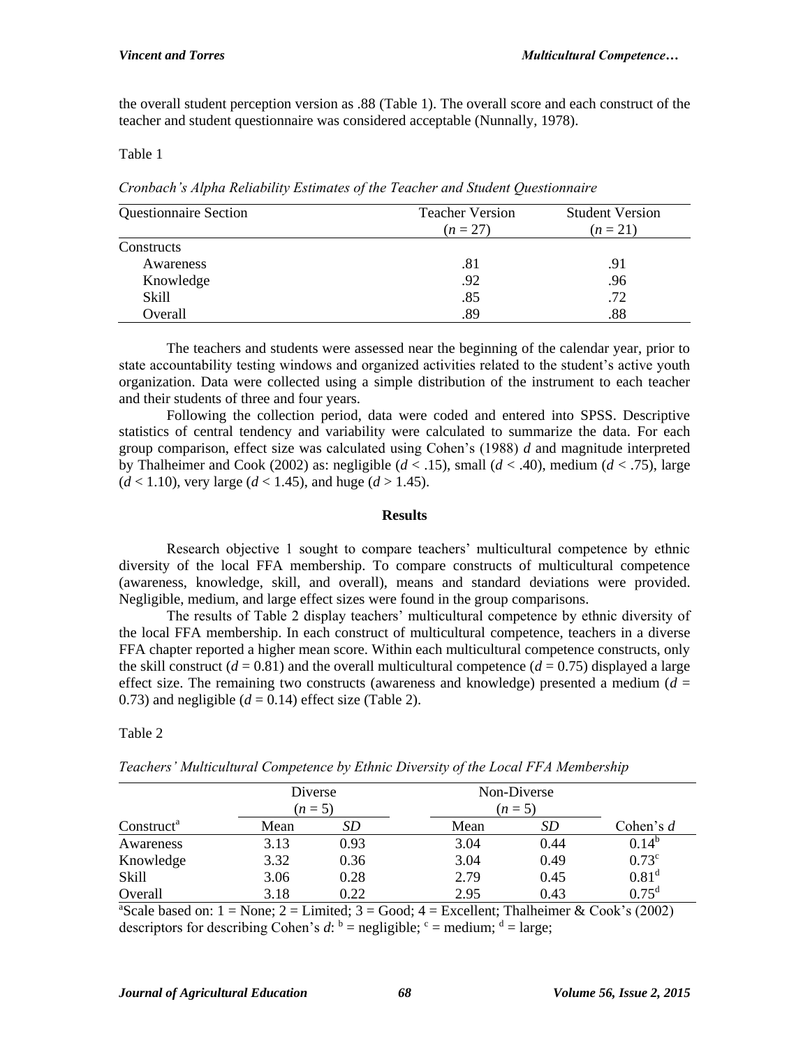the overall student perception version as .88 (Table 1). The overall score and each construct of the teacher and student questionnaire was considered acceptable (Nunnally, 1978).

Table 1

*Cronbach's Alpha Reliability Estimates of the Teacher and Student Questionnaire*

| Questionnaire Section | Teacher Version ($n$ = 27) | Student Version ($n$ = 21) |
|---|---|---|
| Constructs | | |
| Awareness | .81 | .91 |
| Knowledge | .92 | .96 |
| Skill | .85 | .72 |
| Overall | .89 | .88 |

The teachers and students were assessed near the beginning of the calendar year, prior to state accountability testing windows and organized activities related to the student's active youth organization. Data were collected using a simple distribution of the instrument to each teacher and their students of three and four years.

Following the collection period, data were coded and entered into SPSS. Descriptive statistics of central tendency and variability were calculated to summarize the data. For each group comparison, effect size was calculated using Cohen's (1988) $d$ and magnitude interpreted by Thalheimer and Cook (2002) as: negligible ($d$ < .15), small ($d$ < .40), medium ($d$ < .75), large ($d$ < 1.10), very large ($d$ < 1.45), and huge ($d$ > 1.45).

## Results

Research objective 1 sought to compare teachers' multicultural competence by ethnic diversity of the local FFA membership. To compare constructs of multicultural competence (awareness, knowledge, skill, and overall), means and standard deviations were provided. Negligible, medium, and large effect sizes were found in the group comparisons.

The results of Table 2 display teachers' multicultural competence by ethnic diversity of the local FFA membership. In each construct of multicultural competence, teachers in a diverse FFA chapter reported a higher mean score. Within each multicultural competence constructs, only the skill construct ($d$ = 0.81) and the overall multicultural competence ($d$ = 0.75) displayed a large effect size. The remaining two constructs (awareness and knowledge) presented a medium ($d$ = 0.73) and negligible ($d$ = 0.14) effect size (Table 2).

Table 2

*Teachers' Multicultural Competence by Ethnic Diversity of the Local FFA Membership*

| | Diverse ($n$ = 5) | | Non-Diverse ($n$ = 5) | | |
|---|---|---|---|---|---|
| Construct[a] | Mean | *SD* | Mean | *SD* | Cohen's $d$ |
| Awareness | 3.13 | 0.93 | 3.04 | 0.44 | 0.14[b] |
| Knowledge | 3.32 | 0.36 | 3.04 | 0.49 | 0.73[c] |
| Skill | 3.06 | 0.28 | 2.79 | 0.45 | 0.81[d] |
| Overall | 3.18 | 0.22 | 2.95 | 0.43 | 0.75[d] |

[a]Scale based on: 1 = None; 2 = Limited; 3 = Good; 4 = Excellent; Thalheimer & Cook's (2002) descriptors for describing Cohen's $d$: [b] = negligible; [c] = medium; [d] = large;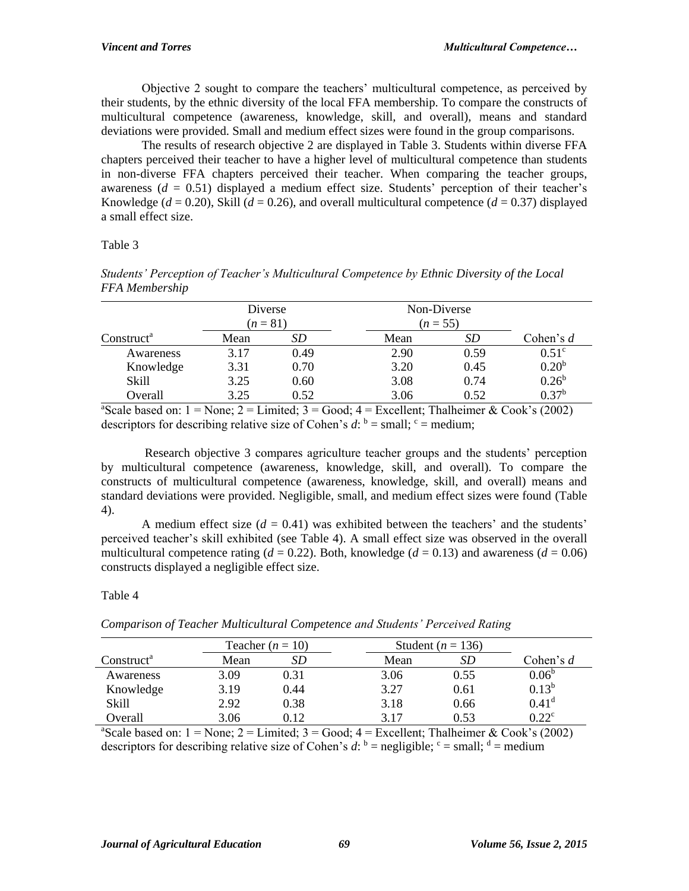Objective 2 sought to compare the teachers' multicultural competence, as perceived by their students, by the ethnic diversity of the local FFA membership. To compare the constructs of multicultural competence (awareness, knowledge, skill, and overall), means and standard deviations were provided. Small and medium effect sizes were found in the group comparisons.

The results of research objective 2 are displayed in Table 3. Students within diverse FFA chapters perceived their teacher to have a higher level of multicultural competence than students in non-diverse FFA chapters perceived their teacher. When comparing the teacher groups, awareness ($d$ = 0.51) displayed a medium effect size. Students' perception of their teacher's Knowledge ($d$ = 0.20), Skill ($d$ = 0.26), and overall multicultural competence ($d$ = 0.37) displayed a small effect size.

Table 3

*Students' Perception of Teacher's Multicultural Competence by Ethnic Diversity of the Local FFA Membership*

| | Diverse ($n$ = 81) | | Non-Diverse ($n$ = 55) | | |
|---|---|---|---|---|---|
| Construct[a] | Mean | *SD* | Mean | *SD* | Cohen's $d$ |
| Awareness | 3.17 | 0.49 | 2.90 | 0.59 | 0.51[c] |
| Knowledge | 3.31 | 0.70 | 3.20 | 0.45 | 0.20[b] |
| Skill | 3.25 | 0.60 | 3.08 | 0.74 | 0.26[b] |
| Overall | 3.25 | 0.52 | 3.06 | 0.52 | 0.37[b] |

[a]Scale based on: 1 = None; 2 = Limited; 3 = Good; 4 = Excellent; Thalheimer & Cook's (2002) descriptors for describing relative size of Cohen's $d$: [b] = small; [c] = medium;

Research objective 3 compares agriculture teacher groups and the students' perception by multicultural competence (awareness, knowledge, skill, and overall). To compare the constructs of multicultural competence (awareness, knowledge, skill, and overall) means and standard deviations were provided. Negligible, small, and medium effect sizes were found (Table 4).

A medium effect size ($d$ = 0.41) was exhibited between the teachers' and the students' perceived teacher's skill exhibited (see Table 4). A small effect size was observed in the overall multicultural competence rating ($d$ = 0.22). Both, knowledge ($d$ = 0.13) and awareness ($d$ = 0.06) constructs displayed a negligible effect size.

Table 4

*Comparison of Teacher Multicultural Competence and Students' Perceived Rating*

| | Teacher ($n$ = 10) | | Student ($n$ = 136) | | |
|---|---|---|---|---|---|
| Construct[a] | Mean | *SD* | Mean | *SD* | Cohen's $d$ |
| Awareness | 3.09 | 0.31 | 3.06 | 0.55 | 0.06[b] |
| Knowledge | 3.19 | 0.44 | 3.27 | 0.61 | 0.13[b] |
| Skill | 2.92 | 0.38 | 3.18 | 0.66 | 0.41[d] |
| Overall | 3.06 | 0.12 | 3.17 | 0.53 | 0.22[c] |

[a]Scale based on: 1 = None; 2 = Limited; 3 = Good; 4 = Excellent; Thalheimer & Cook's (2002) descriptors for describing relative size of Cohen's $d$: [b] = negligible; [c] = small; [d] = medium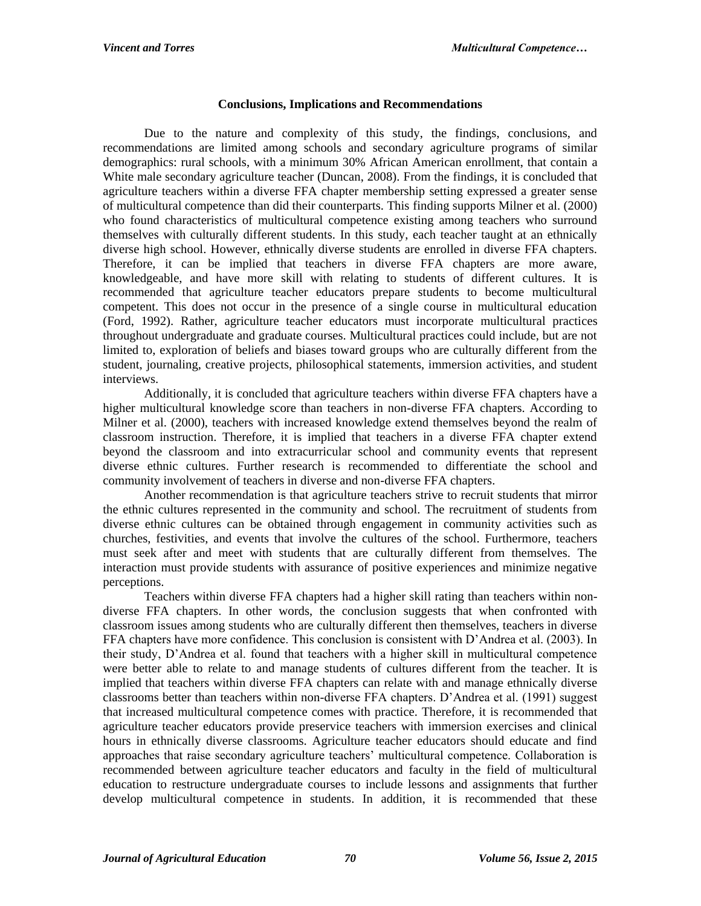## Conclusions, Implications and Recommendations

Due to the nature and complexity of this study, the findings, conclusions, and recommendations are limited among schools and secondary agriculture programs of similar demographics: rural schools, with a minimum 30% African American enrollment, that contain a White male secondary agriculture teacher (Duncan, 2008). From the findings, it is concluded that agriculture teachers within a diverse FFA chapter membership setting expressed a greater sense of multicultural competence than did their counterparts. This finding supports Milner et al. (2000) who found characteristics of multicultural competence existing among teachers who surround themselves with culturally different students. In this study, each teacher taught at an ethnically diverse high school. However, ethnically diverse students are enrolled in diverse FFA chapters. Therefore, it can be implied that teachers in diverse FFA chapters are more aware, knowledgeable, and have more skill with relating to students of different cultures. It is recommended that agriculture teacher educators prepare students to become multicultural competent. This does not occur in the presence of a single course in multicultural education (Ford, 1992). Rather, agriculture teacher educators must incorporate multicultural practices throughout undergraduate and graduate courses. Multicultural practices could include, but are not limited to, exploration of beliefs and biases toward groups who are culturally different from the student, journaling, creative projects, philosophical statements, immersion activities, and student interviews.

Additionally, it is concluded that agriculture teachers within diverse FFA chapters have a higher multicultural knowledge score than teachers in non-diverse FFA chapters. According to Milner et al. (2000), teachers with increased knowledge extend themselves beyond the realm of classroom instruction. Therefore, it is implied that teachers in a diverse FFA chapter extend beyond the classroom and into extracurricular school and community events that represent diverse ethnic cultures. Further research is recommended to differentiate the school and community involvement of teachers in diverse and non-diverse FFA chapters.

Another recommendation is that agriculture teachers strive to recruit students that mirror the ethnic cultures represented in the community and school. The recruitment of students from diverse ethnic cultures can be obtained through engagement in community activities such as churches, festivities, and events that involve the cultures of the school. Furthermore, teachers must seek after and meet with students that are culturally different from themselves. The interaction must provide students with assurance of positive experiences and minimize negative perceptions.

Teachers within diverse FFA chapters had a higher skill rating than teachers within non-diverse FFA chapters. In other words, the conclusion suggests that when confronted with classroom issues among students who are culturally different then themselves, teachers in diverse FFA chapters have more confidence. This conclusion is consistent with D'Andrea et al. (2003). In their study, D'Andrea et al. found that teachers with a higher skill in multicultural competence were better able to relate to and manage students of cultures different from the teacher. It is implied that teachers within diverse FFA chapters can relate with and manage ethnically diverse classrooms better than teachers within non-diverse FFA chapters. D'Andrea et al. (1991) suggest that increased multicultural competence comes with practice. Therefore, it is recommended that agriculture teacher educators provide preservice teachers with immersion exercises and clinical hours in ethnically diverse classrooms. Agriculture teacher educators should educate and find approaches that raise secondary agriculture teachers' multicultural competence. Collaboration is recommended between agriculture teacher educators and faculty in the field of multicultural education to restructure undergraduate courses to include lessons and assignments that further develop multicultural competence in students. In addition, it is recommended that these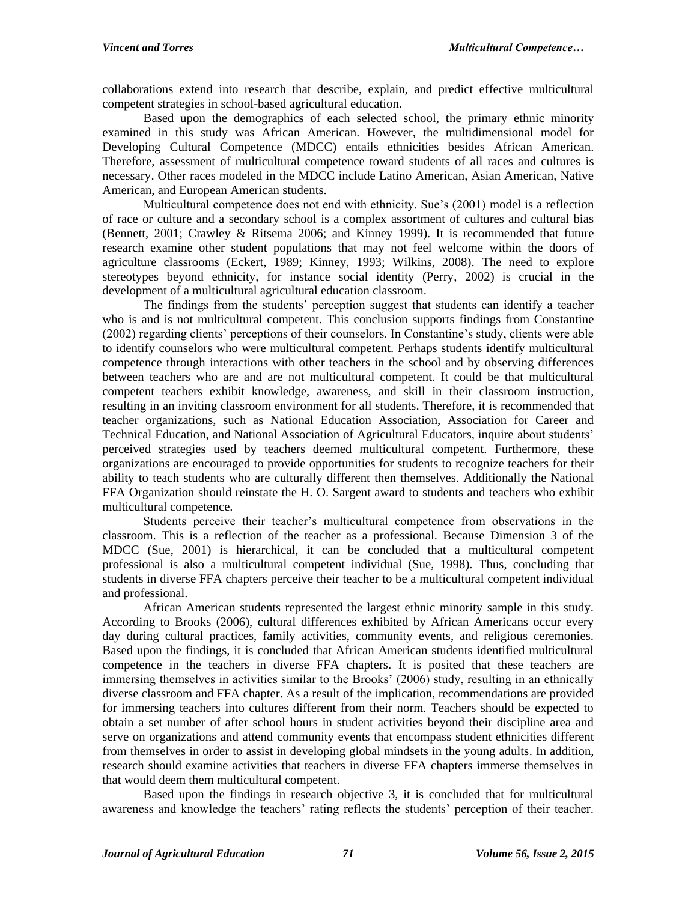collaborations extend into research that describe, explain, and predict effective multicultural competent strategies in school-based agricultural education.

Based upon the demographics of each selected school, the primary ethnic minority examined in this study was African American. However, the multidimensional model for Developing Cultural Competence (MDCC) entails ethnicities besides African American. Therefore, assessment of multicultural competence toward students of all races and cultures is necessary. Other races modeled in the MDCC include Latino American, Asian American, Native American, and European American students.

Multicultural competence does not end with ethnicity. Sue's (2001) model is a reflection of race or culture and a secondary school is a complex assortment of cultures and cultural bias (Bennett, 2001; Crawley & Ritsema 2006; and Kinney 1999). It is recommended that future research examine other student populations that may not feel welcome within the doors of agriculture classrooms (Eckert, 1989; Kinney, 1993; Wilkins, 2008). The need to explore stereotypes beyond ethnicity, for instance social identity (Perry, 2002) is crucial in the development of a multicultural agricultural education classroom.

The findings from the students' perception suggest that students can identify a teacher who is and is not multicultural competent. This conclusion supports findings from Constantine (2002) regarding clients' perceptions of their counselors. In Constantine's study, clients were able to identify counselors who were multicultural competent. Perhaps students identify multicultural competence through interactions with other teachers in the school and by observing differences between teachers who are and are not multicultural competent. It could be that multicultural competent teachers exhibit knowledge, awareness, and skill in their classroom instruction, resulting in an inviting classroom environment for all students. Therefore, it is recommended that teacher organizations, such as National Education Association, Association for Career and Technical Education, and National Association of Agricultural Educators, inquire about students' perceived strategies used by teachers deemed multicultural competent. Furthermore, these organizations are encouraged to provide opportunities for students to recognize teachers for their ability to teach students who are culturally different then themselves. Additionally the National FFA Organization should reinstate the H. O. Sargent award to students and teachers who exhibit multicultural competence.

Students perceive their teacher's multicultural competence from observations in the classroom. This is a reflection of the teacher as a professional. Because Dimension 3 of the MDCC (Sue, 2001) is hierarchical, it can be concluded that a multicultural competent professional is also a multicultural competent individual (Sue, 1998). Thus, concluding that students in diverse FFA chapters perceive their teacher to be a multicultural competent individual and professional.

African American students represented the largest ethnic minority sample in this study. According to Brooks (2006), cultural differences exhibited by African Americans occur every day during cultural practices, family activities, community events, and religious ceremonies. Based upon the findings, it is concluded that African American students identified multicultural competence in the teachers in diverse FFA chapters. It is posited that these teachers are immersing themselves in activities similar to the Brooks' (2006) study, resulting in an ethnically diverse classroom and FFA chapter. As a result of the implication, recommendations are provided for immersing teachers into cultures different from their norm. Teachers should be expected to obtain a set number of after school hours in student activities beyond their discipline area and serve on organizations and attend community events that encompass student ethnicities different from themselves in order to assist in developing global mindsets in the young adults. In addition, research should examine activities that teachers in diverse FFA chapters immerse themselves in that would deem them multicultural competent.

Based upon the findings in research objective 3, it is concluded that for multicultural awareness and knowledge the teachers' rating reflects the students' perception of their teacher.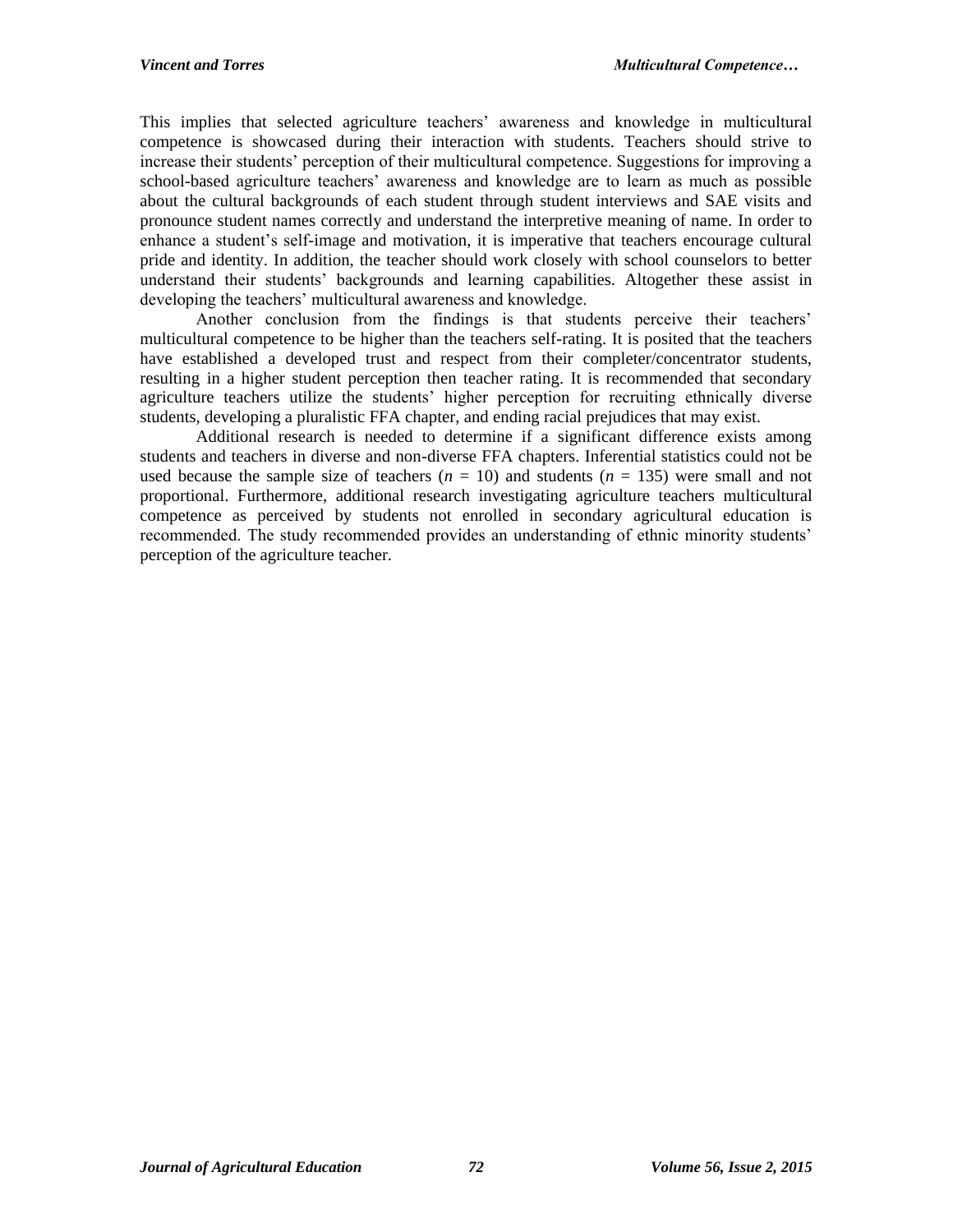This implies that selected agriculture teachers' awareness and knowledge in multicultural competence is showcased during their interaction with students. Teachers should strive to increase their students' perception of their multicultural competence. Suggestions for improving a school-based agriculture teachers' awareness and knowledge are to learn as much as possible about the cultural backgrounds of each student through student interviews and SAE visits and pronounce student names correctly and understand the interpretive meaning of name. In order to enhance a student's self-image and motivation, it is imperative that teachers encourage cultural pride and identity. In addition, the teacher should work closely with school counselors to better understand their students' backgrounds and learning capabilities. Altogether these assist in developing the teachers' multicultural awareness and knowledge.

Another conclusion from the findings is that students perceive their teachers' multicultural competence to be higher than the teachers self-rating. It is posited that the teachers have established a developed trust and respect from their completer/concentrator students, resulting in a higher student perception then teacher rating. It is recommended that secondary agriculture teachers utilize the students' higher perception for recruiting ethnically diverse students, developing a pluralistic FFA chapter, and ending racial prejudices that may exist.

Additional research is needed to determine if a significant difference exists among students and teachers in diverse and non-diverse FFA chapters. Inferential statistics could not be used because the sample size of teachers ($n$ = 10) and students ($n$ = 135) were small and not proportional. Furthermore, additional research investigating agriculture teachers multicultural competence as perceived by students not enrolled in secondary agricultural education is recommended. The study recommended provides an understanding of ethnic minority students' perception of the agriculture teacher.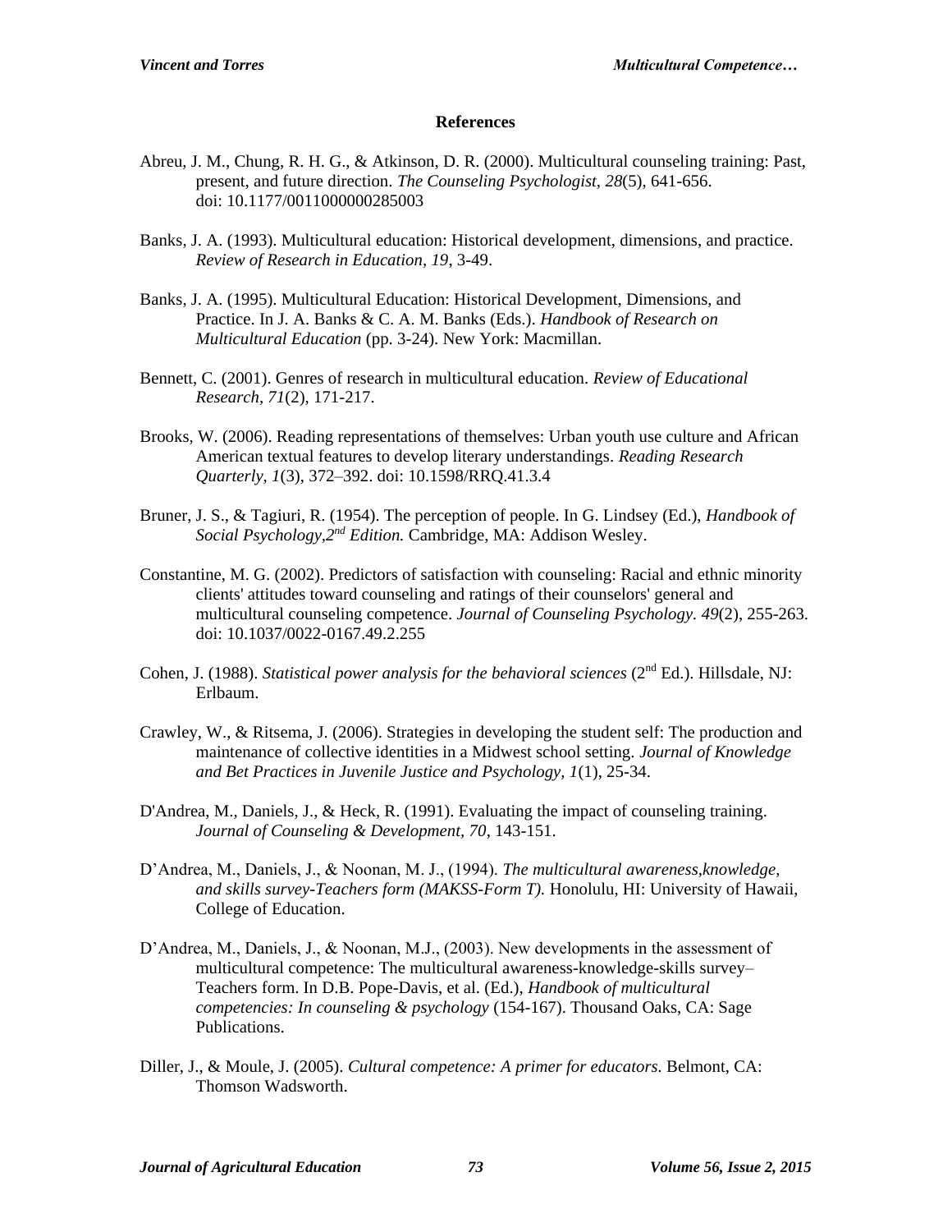## References

Abreu, J. M., Chung, R. H. G., & Atkinson, D. R. (2000). Multicultural counseling training: Past, present, and future direction. *The Counseling Psychologist, 28*(5), 641-656. doi: 10.1177/0011000000285003

Banks, J. A. (1993). Multicultural education: Historical development, dimensions, and practice. *Review of Research in Education, 19*, 3-49.

Banks, J. A. (1995). Multicultural Education: Historical Development, Dimensions, and Practice. In J. A. Banks & C. A. M. Banks (Eds.). *Handbook of Research on Multicultural Education* (pp. 3-24). New York: Macmillan.

Bennett, C. (2001). Genres of research in multicultural education. *Review of Educational Research, 71*(2), 171-217.

Brooks, W. (2006). Reading representations of themselves: Urban youth use culture and African American textual features to develop literary understandings. *Reading Research Quarterly, 1*(3), 372–392. doi: 10.1598/RRQ.41.3.4

Bruner, J. S., & Tagiuri, R. (1954). The perception of people. In G. Lindsey (Ed.), *Handbook of Social Psychology,2nd Edition.* Cambridge, MA: Addison Wesley.

Constantine, M. G. (2002). Predictors of satisfaction with counseling: Racial and ethnic minority clients' attitudes toward counseling and ratings of their counselors' general and multicultural counseling competence. *Journal of Counseling Psychology. 49*(2), 255-263. doi: 10.1037/0022-0167.49.2.255

Cohen, J. (1988). *Statistical power analysis for the behavioral sciences* (2nd Ed.). Hillsdale, NJ: Erlbaum.

Crawley, W., & Ritsema, J. (2006). Strategies in developing the student self: The production and maintenance of collective identities in a Midwest school setting. *Journal of Knowledge and Bet Practices in Juvenile Justice and Psychology, 1*(1), 25-34.

D'Andrea, M., Daniels, J., & Heck, R. (1991). Evaluating the impact of counseling training. *Journal of Counseling & Development, 70*, 143-151.

D'Andrea, M., Daniels, J., & Noonan, M. J., (1994). *The multicultural awareness,knowledge, and skills survey-Teachers form (MAKSS-Form T).* Honolulu, HI: University of Hawaii, College of Education.

D'Andrea, M., Daniels, J., & Noonan, M.J., (2003). New developments in the assessment of multicultural competence: The multicultural awareness-knowledge-skills survey–Teachers form. In D.B. Pope-Davis, et al. (Ed.), *Handbook of multicultural competencies: In counseling & psychology* (154-167). Thousand Oaks, CA: Sage Publications.

Diller, J., & Moule, J. (2005). *Cultural competence: A primer for educators.* Belmont, CA: Thomson Wadsworth.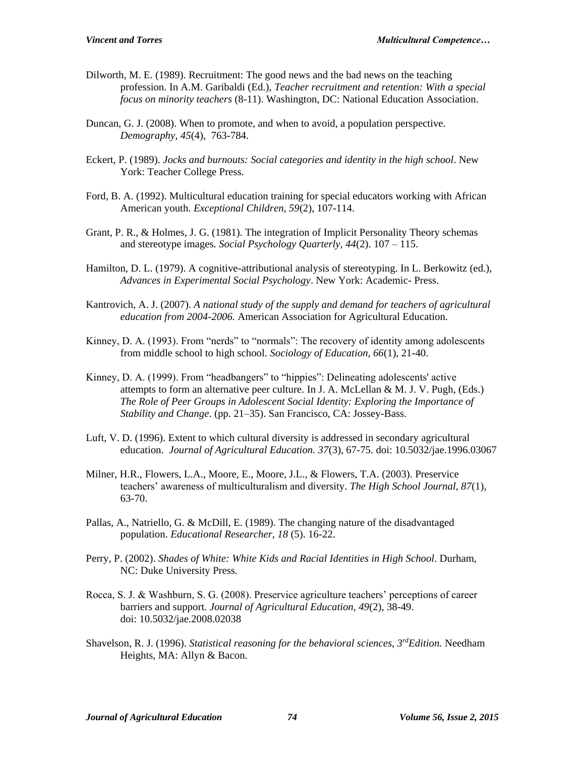Dilworth, M. E. (1989). Recruitment: The good news and the bad news on the teaching profession. In A.M. Garibaldi (Ed.), *Teacher recruitment and retention: With a special focus on minority teachers* (8-11). Washington, DC: National Education Association.

Duncan, G. J. (2008). When to promote, and when to avoid, a population perspective. *Demography, 45*(4), 763-784.

Eckert, P. (1989). *Jocks and burnouts: Social categories and identity in the high school*. New York: Teacher College Press.

Ford, B. A. (1992). Multicultural education training for special educators working with African American youth. *Exceptional Children, 59*(2), 107-114.

Grant, P. R., & Holmes, J. G. (1981). The integration of Implicit Personality Theory schemas and stereotype images. *Social Psychology Quarterly, 44*(2). 107 – 115.

Hamilton, D. L. (1979). A cognitive-attributional analysis of stereotyping. In L. Berkowitz (ed.), *Advances in Experimental Social Psychology*. New York: Academic- Press.

Kantrovich, A. J. (2007). *A national study of the supply and demand for teachers of agricultural education from 2004-2006.* American Association for Agricultural Education.

Kinney, D. A. (1993). From "nerds" to "normals": The recovery of identity among adolescents from middle school to high school. *Sociology of Education, 66*(1), 21-40.

Kinney, D. A. (1999). From "headbangers" to "hippies": Delineating adolescents' active attempts to form an alternative peer culture. In J. A. McLellan & M. J. V. Pugh, (Eds.) *The Role of Peer Groups in Adolescent Social Identity: Exploring the Importance of Stability and Change*. (pp. 21–35). San Francisco, CA: Jossey-Bass.

Luft, V. D. (1996). Extent to which cultural diversity is addressed in secondary agricultural education. *Journal of Agricultural Education. 37*(3), 67-75. doi: 10.5032/jae.1996.03067

Milner, H.R., Flowers, L.A., Moore, E., Moore, J.L., & Flowers, T.A. (2003). Preservice teachers' awareness of multiculturalism and diversity. *The High School Journal, 87*(1), 63-70.

Pallas, A., Natriello, G. & McDill, E. (1989). The changing nature of the disadvantaged population. *Educational Researcher, 18* (5). 16-22.

Perry, P. (2002). *Shades of White: White Kids and Racial Identities in High School*. Durham, NC: Duke University Press.

Rocca, S. J. & Washburn, S. G. (2008). Preservice agriculture teachers' perceptions of career barriers and support. *Journal of Agricultural Education, 49*(2), 38-49. doi: 10.5032/jae.2008.02038

Shavelson, R. J. (1996). *Statistical reasoning for the behavioral sciences, 3rd Edition.* Needham Heights, MA: Allyn & Bacon.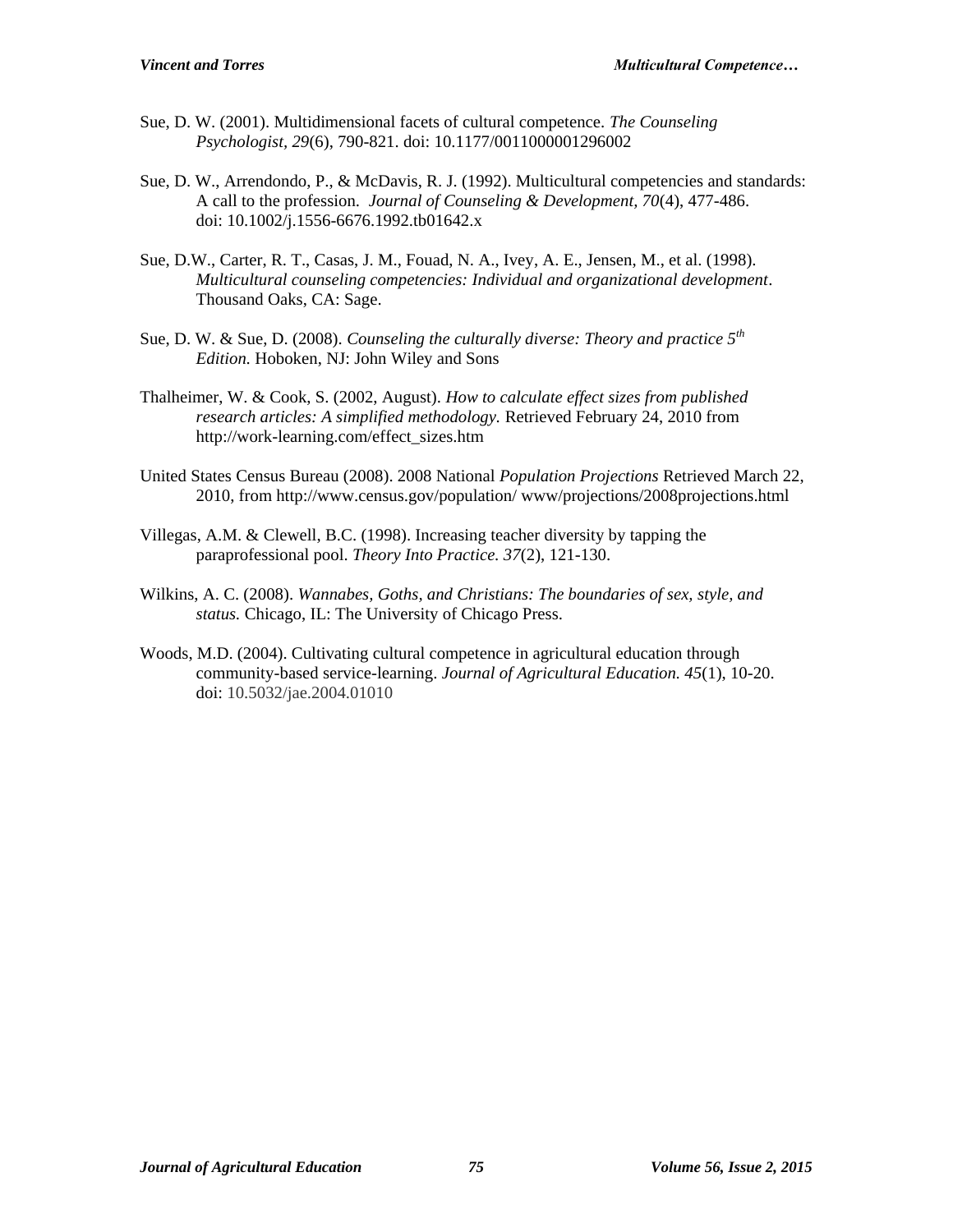Sue, D. W. (2001). Multidimensional facets of cultural competence. *The Counseling Psychologist, 29*(6), 790-821. doi: 10.1177/0011000001296002

Sue, D. W., Arrendondo, P., & McDavis, R. J. (1992). Multicultural competencies and standards: A call to the profession. *Journal of Counseling & Development, 70*(4), 477-486. doi: 10.1002/j.1556-6676.1992.tb01642.x

Sue, D.W., Carter, R. T., Casas, J. M., Fouad, N. A., Ivey, A. E., Jensen, M., et al. (1998). *Multicultural counseling competencies: Individual and organizational development*. Thousand Oaks, CA: Sage.

Sue, D. W. & Sue, D. (2008). *Counseling the culturally diverse: Theory and practice 5th Edition.* Hoboken, NJ: John Wiley and Sons

Thalheimer, W. & Cook, S. (2002, August). *How to calculate effect sizes from published research articles: A simplified methodology.* Retrieved February 24, 2010 from http://work-learning.com/effect_sizes.htm

United States Census Bureau (2008). 2008 National *Population Projections* Retrieved March 22, 2010, from http://www.census.gov/population/ www/projections/2008projections.html

Villegas, A.M. & Clewell, B.C. (1998). Increasing teacher diversity by tapping the paraprofessional pool. *Theory Into Practice. 37*(2), 121-130.

Wilkins, A. C. (2008). *Wannabes, Goths, and Christians: The boundaries of sex, style, and status.* Chicago, IL: The University of Chicago Press.

Woods, M.D. (2004). Cultivating cultural competence in agricultural education through community-based service-learning. *Journal of Agricultural Education. 45*(1), 10-20. doi: 10.5032/jae.2004.01010